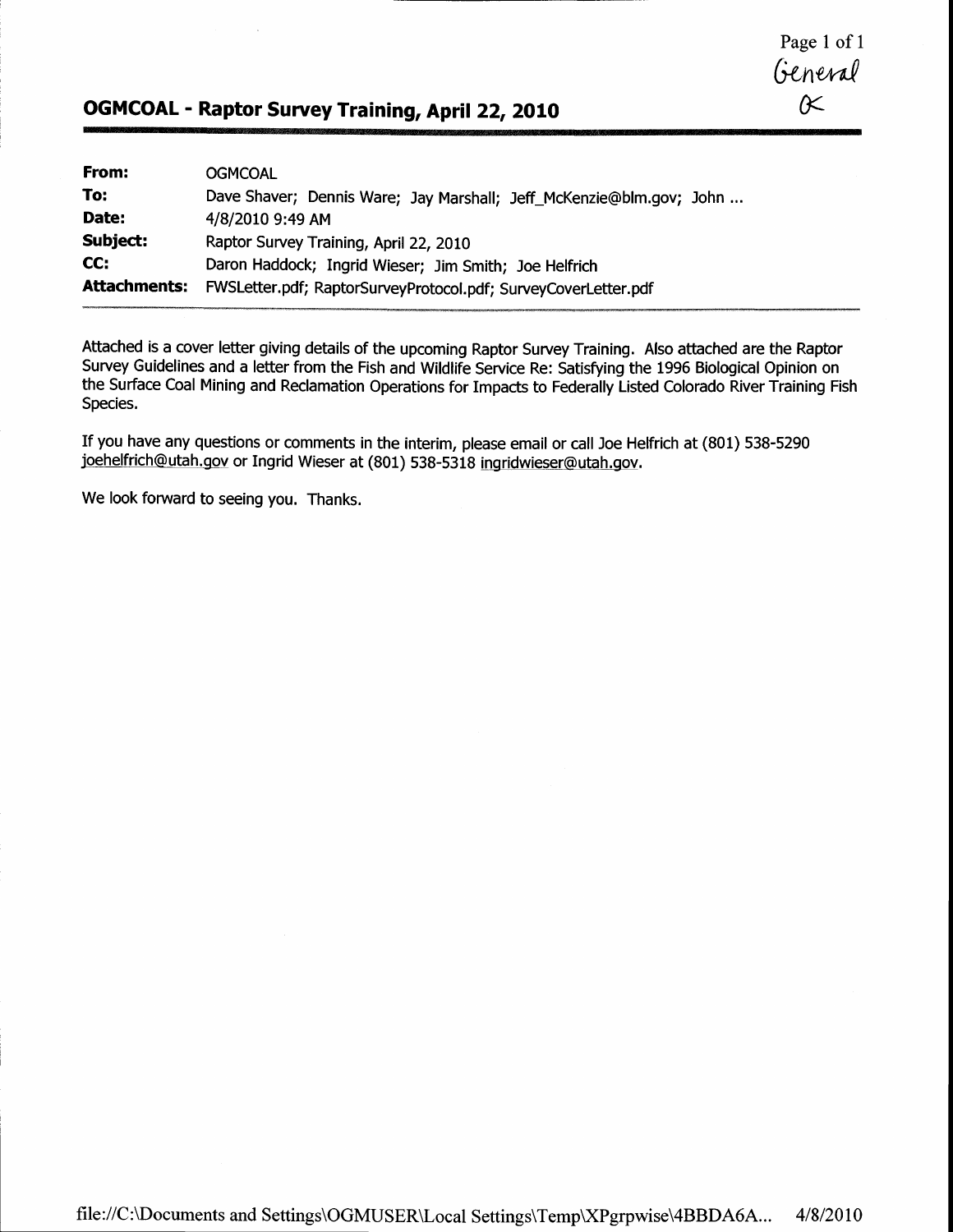General
OK

## OGMCOAL - Raptor Survey Training, April 22, 2010

| | |
|---|---|
| **From:** | OGMCOAL |
| **To:** | Dave Shaver; Dennis Ware; Jay Marshall; Jeff_McKenzie@blm.gov; John ... |
| **Date:** | 4/8/2010 9:49 AM |
| **Subject:** | Raptor Survey Training, April 22, 2010 |
| **CC:** | Daron Haddock; Ingrid Wieser; Jim Smith; Joe Helfrich |
| **Attachments:** | FWSLetter.pdf; RaptorSurveyProtocol.pdf; SurveyCoverLetter.pdf |

Attached is a cover letter giving details of the upcoming Raptor Survey Training. Also attached are the Raptor Survey Guidelines and a letter from the Fish and Wildlife Service Re: Satisfying the 1996 Biological Opinion on the Surface Coal Mining and Reclamation Operations for Impacts to Federally Listed Colorado River Training Fish Species.

If you have any questions or comments in the interim, please email or call Joe Helfrich at (801) 538-5290 joehelfrich@utah.gov or Ingrid Wieser at (801) 538-5318 ingridwieser@utah.gov.

We look forward to seeing you. Thanks.

file://C:\Documents and Settings\OGMUSER\Local Settings\Temp\XPgrpwise\4BBDA6A... 4/8/2010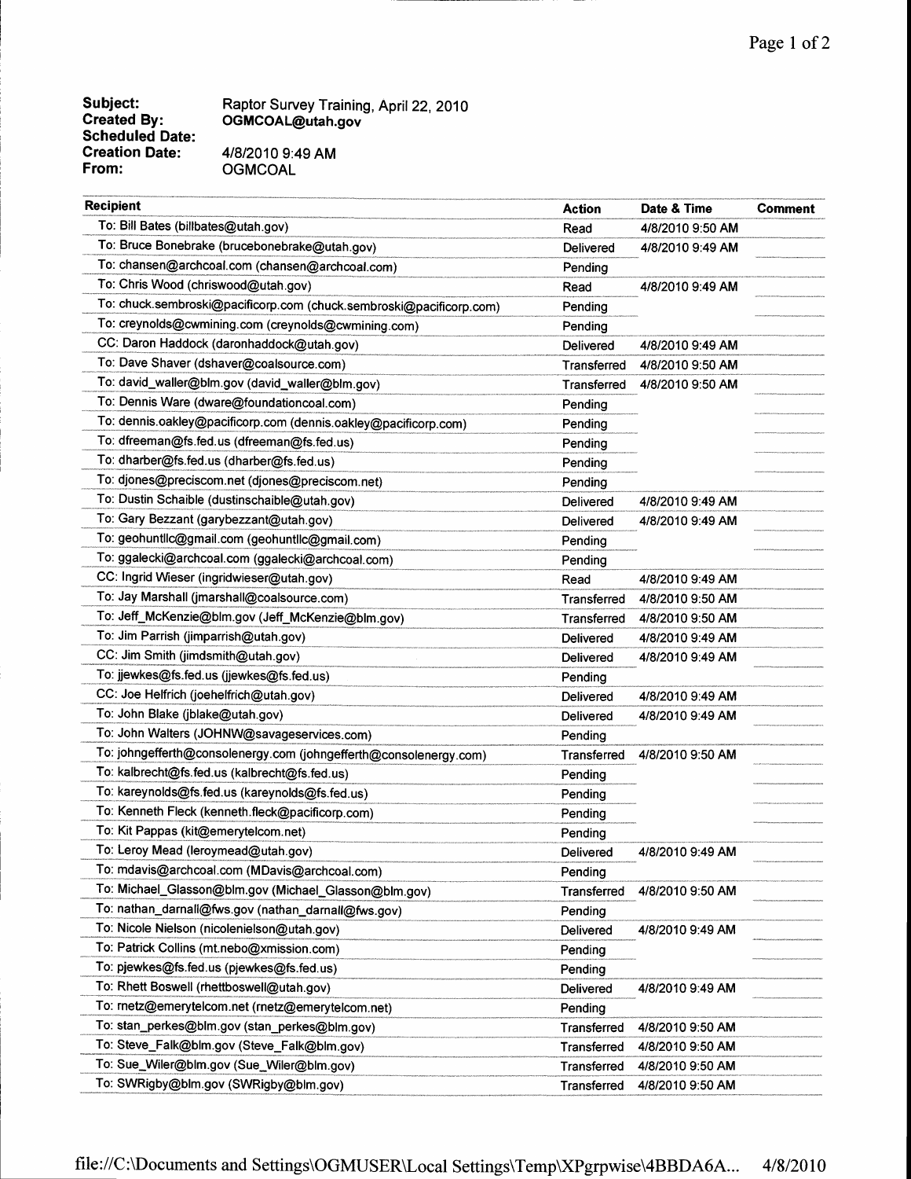**Subject:** Raptor Survey Training, April 22, 2010
**Created By:** **OGMCOAL@utah.gov**
**Scheduled Date:**
**Creation Date:** 4/8/2010 9:49 AM
**From:** OGMCOAL

| Recipient | Action | Date & Time | Comment |
|---|---|---|---|
| To: Bill Bates (billbates@utah.gov) | Read | 4/8/2010 9:50 AM | |
| To: Bruce Bonebrake (brucebonebrake@utah.gov) | Delivered | 4/8/2010 9:49 AM | |
| To: chansen@archcoal.com (chansen@archcoal.com) | Pending | | |
| To: Chris Wood (chriswood@utah.gov) | Read | 4/8/2010 9:49 AM | |
| To: chuck.sembroski@pacificorp.com (chuck.sembroski@pacificorp.com) | Pending | | |
| To: creynolds@cwmining.com (creynolds@cwmining.com) | Pending | | |
| CC: Daron Haddock (daronhaddock@utah.gov) | Delivered | 4/8/2010 9:49 AM | |
| To: Dave Shaver (dshaver@coalsource.com) | Transferred | 4/8/2010 9:50 AM | |
| To: david_waller@blm.gov (david_waller@blm.gov) | Transferred | 4/8/2010 9:50 AM | |
| To: Dennis Ware (dware@foundationcoal.com) | Pending | | |
| To: dennis.oakley@pacificorp.com (dennis.oakley@pacificorp.com) | Pending | | |
| To: dfreeman@fs.fed.us (dfreeman@fs.fed.us) | Pending | | |
| To: dharber@fs.fed.us (dharber@fs.fed.us) | Pending | | |
| To: djones@preciscom.net (djones@preciscom.net) | Pending | | |
| To: Dustin Schaible (dustinschaible@utah.gov) | Delivered | 4/8/2010 9:49 AM | |
| To: Gary Bezzant (garybezzant@utah.gov) | Delivered | 4/8/2010 9:49 AM | |
| To: geohuntllc@gmail.com (geohuntllc@gmail.com) | Pending | | |
| To: ggalecki@archcoal.com (ggalecki@archcoal.com) | Pending | | |
| CC: Ingrid Wieser (ingridwieser@utah.gov) | Read | 4/8/2010 9:49 AM | |
| To: Jay Marshall (jmarshall@coalsource.com) | Transferred | 4/8/2010 9:50 AM | |
| To: Jeff_McKenzie@blm.gov (Jeff_McKenzie@blm.gov) | Transferred | 4/8/2010 9:50 AM | |
| To: Jim Parrish (jimparrish@utah.gov) | Delivered | 4/8/2010 9:49 AM | |
| CC: Jim Smith (jimdsmith@utah.gov) | Delivered | 4/8/2010 9:49 AM | |
| To: jjewkes@fs.fed.us (jjewkes@fs.fed.us) | Pending | | |
| CC: Joe Helfrich (joehelfrich@utah.gov) | Delivered | 4/8/2010 9:49 AM | |
| To: John Blake (jblake@utah.gov) | Delivered | 4/8/2010 9:49 AM | |
| To: John Walters (JOHNW@savageservices.com) | Pending | | |
| To: johngefferth@consolenergy.com (johngefferth@consolenergy.com) | Transferred | 4/8/2010 9:50 AM | |
| To: kalbrecht@fs.fed.us (kalbrecht@fs.fed.us) | Pending | | |
| To: kareynolds@fs.fed.us (kareynolds@fs.fed.us) | Pending | | |
| To: Kenneth Fleck (kenneth.fleck@pacificorp.com) | Pending | | |
| To: Kit Pappas (kit@emerytelcom.net) | Pending | | |
| To: Leroy Mead (leroymead@utah.gov) | Delivered | 4/8/2010 9:49 AM | |
| To: mdavis@archcoal.com (MDavis@archcoal.com) | Pending | | |
| To: Michael_Glasson@blm.gov (Michael_Glasson@blm.gov) | Transferred | 4/8/2010 9:50 AM | |
| To: nathan_darnall@fws.gov (nathan_darnall@fws.gov) | Pending | | |
| To: Nicole Nielson (nicolenielson@utah.gov) | Delivered | 4/8/2010 9:49 AM | |
| To: Patrick Collins (mt.nebo@xmission.com) | Pending | | |
| To: pjewkes@fs.fed.us (pjewkes@fs.fed.us) | Pending | | |
| To: Rhett Boswell (rhettboswell@utah.gov) | Delivered | 4/8/2010 9:49 AM | |
| To: rnetz@emerytelcom.net (rnetz@emerytelcom.net) | Pending | | |
| To: stan_perkes@blm.gov (stan_perkes@blm.gov) | Transferred | 4/8/2010 9:50 AM | |
| To: Steve_Falk@blm.gov (Steve_Falk@blm.gov) | Transferred | 4/8/2010 9:50 AM | |
| To: Sue_Wiler@blm.gov (Sue_Wiler@blm.gov) | Transferred | 4/8/2010 9:50 AM | |
| To: SWRigby@blm.gov (SWRigby@blm.gov) | Transferred | 4/8/2010 9:50 AM | |

file://C:\Documents and Settings\OGMUSER\Local Settings\Temp\XPgrpwise\4BBDA6A... 4/8/2010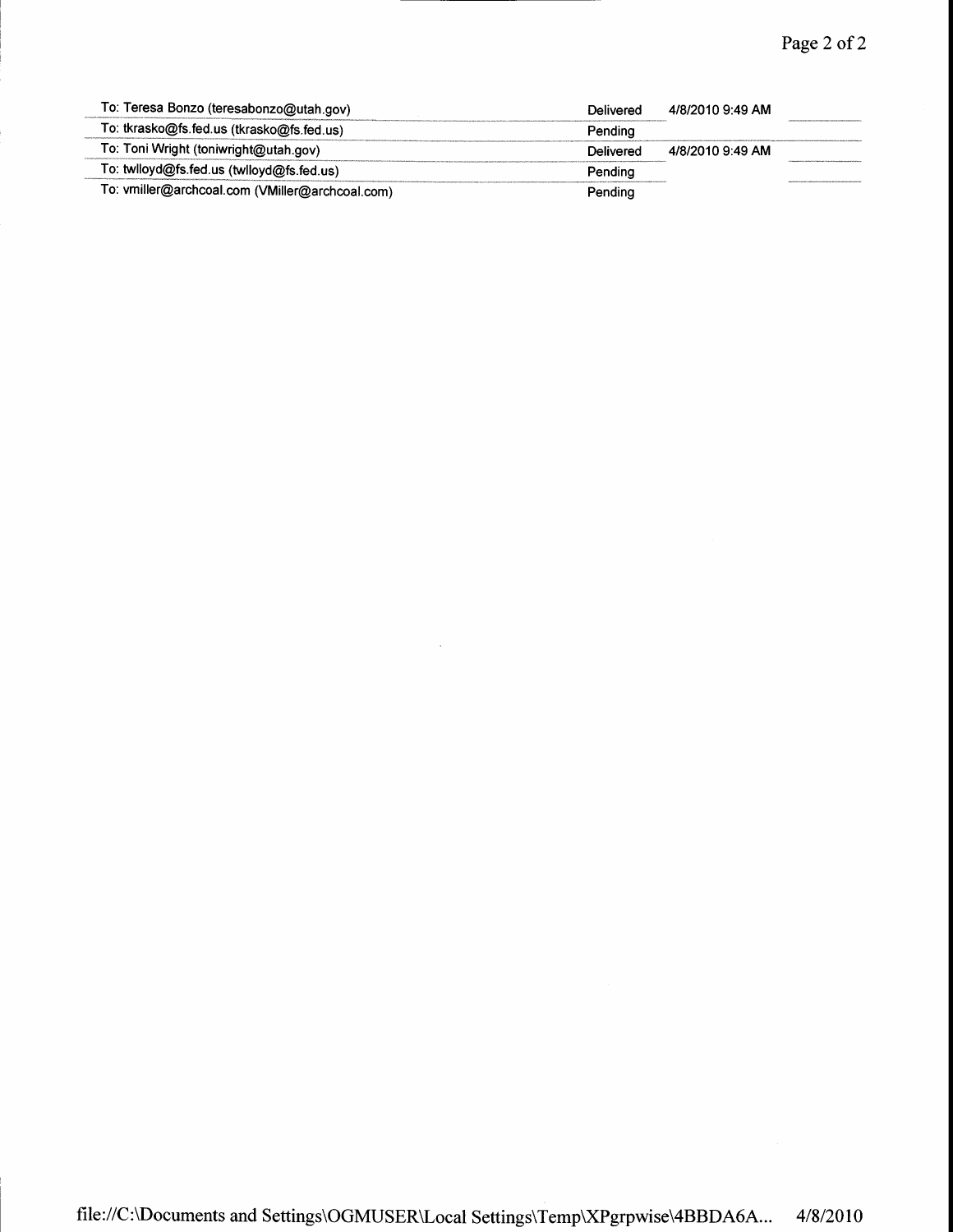| | | | |
|---|---|---|---|
| To: Teresa Bonzo (teresabonzo@utah.gov) | Delivered | 4/8/2010 9:49 AM | |
| To: tkrasko@fs.fed.us (tkrasko@fs.fed.us) | Pending | | |
| To: Toni Wright (toniwright@utah.gov) | Delivered | 4/8/2010 9:49 AM | |
| To: twlloyd@fs.fed.us (twlloyd@fs.fed.us) | Pending | | |
| To: vmiller@archcoal.com (VMiller@archcoal.com) | Pending | | |

file://C:\Documents and Settings\OGMUSER\Local Settings\Temp\XPgrpwise\4BBDA6A... 4/8/2010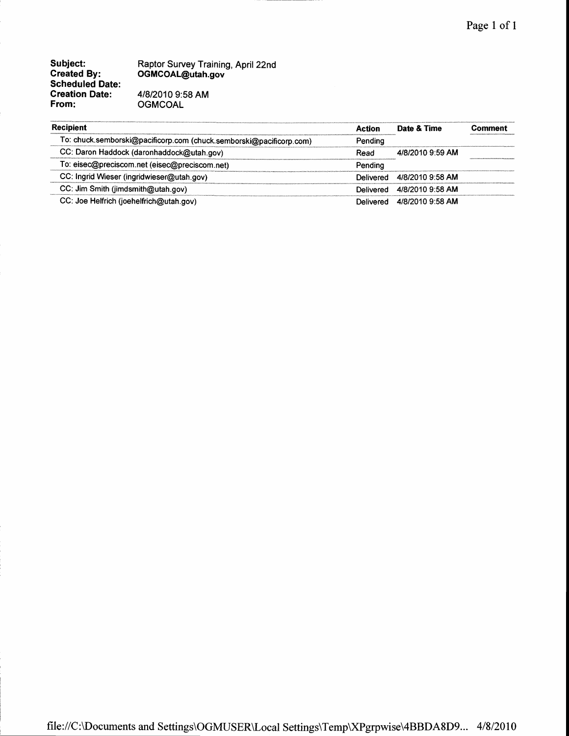**Subject:** Raptor Survey Training, April 22nd
**Created By:** **OGMCOAL@utah.gov**
**Scheduled Date:**
**Creation Date:** 4/8/2010 9:58 AM
**From:** OGMCOAL

| Recipient | Action | Date & Time | Comment |
|---|---|---|---|
| To: chuck.semborski@pacificorp.com (chuck.semborski@pacificorp.com) | Pending | | |
| CC: Daron Haddock (daronhaddock@utah.gov) | Read | 4/8/2010 9:59 AM | |
| To: eisec@preciscom.net (eisec@preciscom.net) | Pending | | |
| CC: Ingrid Wieser (ingridwieser@utah.gov) | Delivered | 4/8/2010 9:58 AM | |
| CC: Jim Smith (jimdsmith@utah.gov) | Delivered | 4/8/2010 9:58 AM | |
| CC: Joe Helfrich (joehelfrich@utah.gov) | Delivered | 4/8/2010 9:58 AM | |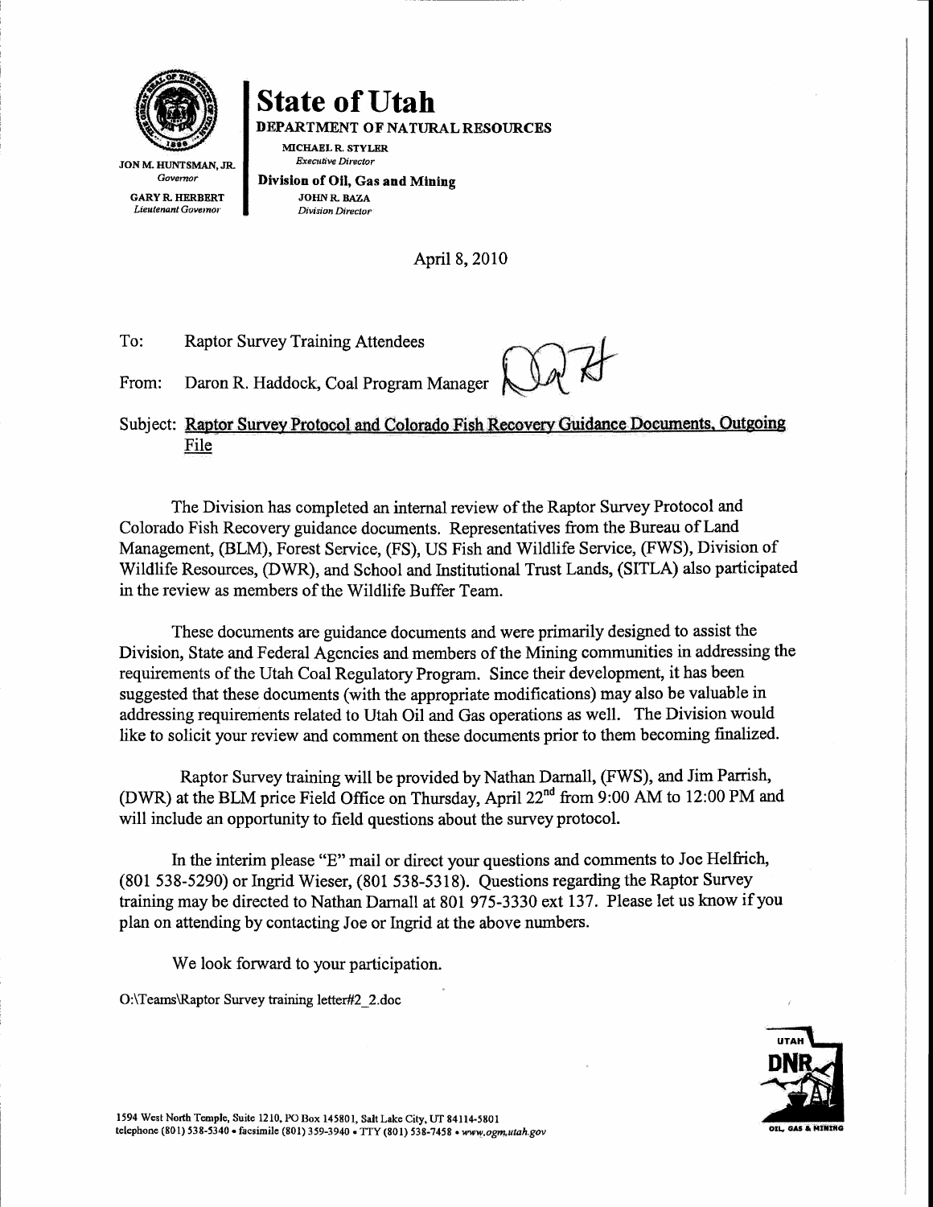# State of Utah

**DEPARTMENT OF NATURAL RESOURCES**

MICHAEL R. STYLER
*Executive Director*

**Division of Oil, Gas and Mining**

JOHN R. BAZA
*Division Director*

JON M. HUNTSMAN, JR.
*Governor*

GARY R. HERBERT
*Lieutenant Governor*

April 8, 2010

To: Raptor Survey Training Attendees

From: Daron R. Haddock, Coal Program Manager

Subject: Raptor Survey Protocol and Colorado Fish Recovery Guidance Documents, Outgoing File

The Division has completed an internal review of the Raptor Survey Protocol and Colorado Fish Recovery guidance documents. Representatives from the Bureau of Land Management, (BLM), Forest Service, (FS), US Fish and Wildlife Service, (FWS), Division of Wildlife Resources, (DWR), and School and Institutional Trust Lands, (SITLA) also participated in the review as members of the Wildlife Buffer Team.

These documents are guidance documents and were primarily designed to assist the Division, State and Federal Agencies and members of the Mining communities in addressing the requirements of the Utah Coal Regulatory Program. Since their development, it has been suggested that these documents (with the appropriate modifications) may also be valuable in addressing requirements related to Utah Oil and Gas operations as well. The Division would like to solicit your review and comment on these documents prior to them becoming finalized.

Raptor Survey training will be provided by Nathan Darnall, (FWS), and Jim Parrish, (DWR) at the BLM price Field Office on Thursday, April 22nd from 9:00 AM to 12:00 PM and will include an opportunity to field questions about the survey protocol.

In the interim please "E" mail or direct your questions and comments to Joe Helfrich, (801 538-5290) or Ingrid Wieser, (801 538-5318). Questions regarding the Raptor Survey training may be directed to Nathan Darnall at 801 975-3330 ext 137. Please let us know if you plan on attending by contacting Joe or Ingrid at the above numbers.

We look forward to your participation.

O:\Teams\Raptor Survey training letter#2_2.doc

1594 West North Temple, Suite 1210, PO Box 145801, Salt Lake City, UT 84114-5801
telephone (801) 538-5340 • facsimile (801) 359-3940 • TTY (801) 538-7458 • *www.ogm.utah.gov*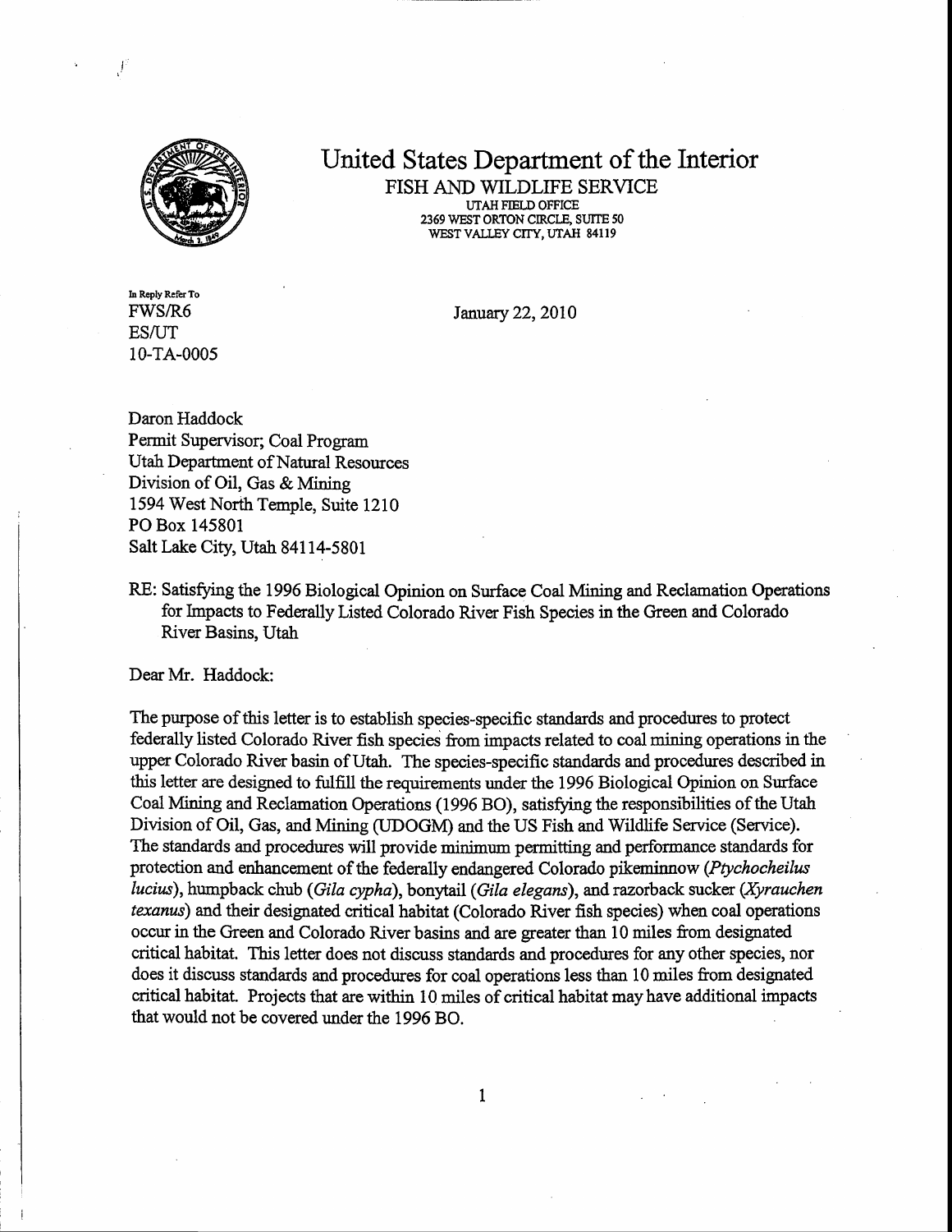# United States Department of the Interior

FISH AND WILDLIFE SERVICE
UTAH FIELD OFFICE
2369 WEST ORTON CIRCLE, SUITE 50
WEST VALLEY CITY, UTAH 84119

In Reply Refer To
FWS/R6
ES/UT
10-TA-0005

January 22, 2010

Daron Haddock
Permit Supervisor; Coal Program
Utah Department of Natural Resources
Division of Oil, Gas & Mining
1594 West North Temple, Suite 1210
PO Box 145801
Salt Lake City, Utah 84114-5801

RE: Satisfying the 1996 Biological Opinion on Surface Coal Mining and Reclamation Operations for Impacts to Federally Listed Colorado River Fish Species in the Green and Colorado River Basins, Utah

Dear Mr. Haddock:

The purpose of this letter is to establish species-specific standards and procedures to protect federally listed Colorado River fish species from impacts related to coal mining operations in the upper Colorado River basin of Utah. The species-specific standards and procedures described in this letter are designed to fulfill the requirements under the 1996 Biological Opinion on Surface Coal Mining and Reclamation Operations (1996 BO), satisfying the responsibilities of the Utah Division of Oil, Gas, and Mining (UDOGM) and the US Fish and Wildlife Service (Service). The standards and procedures will provide minimum permitting and performance standards for protection and enhancement of the federally endangered Colorado pikeminnow (*Ptychocheilus lucius*), humpback chub (*Gila cypha*), bonytail (*Gila elegans*), and razorback sucker (*Xyrauchen texanus*) and their designated critical habitat (Colorado River fish species) when coal operations occur in the Green and Colorado River basins and are greater than 10 miles from designated critical habitat. This letter does not discuss standards and procedures for any other species, nor does it discuss standards and procedures for coal operations less than 10 miles from designated critical habitat. Projects that are within 10 miles of critical habitat may have additional impacts that would not be covered under the 1996 BO.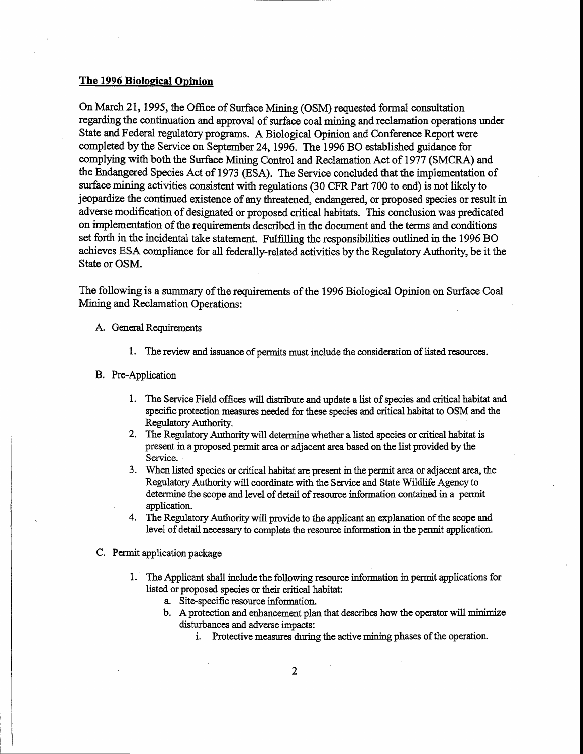## The 1996 Biological Opinion

On March 21, 1995, the Office of Surface Mining (OSM) requested formal consultation regarding the continuation and approval of surface coal mining and reclamation operations under State and Federal regulatory programs. A Biological Opinion and Conference Report were completed by the Service on September 24, 1996. The 1996 BO established guidance for complying with both the Surface Mining Control and Reclamation Act of 1977 (SMCRA) and the Endangered Species Act of 1973 (ESA). The Service concluded that the implementation of surface mining activities consistent with regulations (30 CFR Part 700 to end) is not likely to jeopardize the continued existence of any threatened, endangered, or proposed species or result in adverse modification of designated or proposed critical habitats. This conclusion was predicated on implementation of the requirements described in the document and the terms and conditions set forth in the incidental take statement. Fulfilling the responsibilities outlined in the 1996 BO achieves ESA compliance for all federally-related activities by the Regulatory Authority, be it the State or OSM.

The following is a summary of the requirements of the 1996 Biological Opinion on Surface Coal Mining and Reclamation Operations:

A. General Requirements

   1. The review and issuance of permits must include the consideration of listed resources.

B. Pre-Application

   1. The Service Field offices will distribute and update a list of species and critical habitat and specific protection measures needed for these species and critical habitat to OSM and the Regulatory Authority.
   2. The Regulatory Authority will determine whether a listed species or critical habitat is present in a proposed permit area or adjacent area based on the list provided by the Service.
   3. When listed species or critical habitat are present in the permit area or adjacent area, the Regulatory Authority will coordinate with the Service and State Wildlife Agency to determine the scope and level of detail of resource information contained in a permit application.
   4. The Regulatory Authority will provide to the applicant an explanation of the scope and level of detail necessary to complete the resource information in the permit application.

C. Permit application package

   1. The Applicant shall include the following resource information in permit applications for listed or proposed species or their critical habitat:
      a. Site-specific resource information.
      b. A protection and enhancement plan that describes how the operator will minimize disturbances and adverse impacts:
         i. Protective measures during the active mining phases of the operation.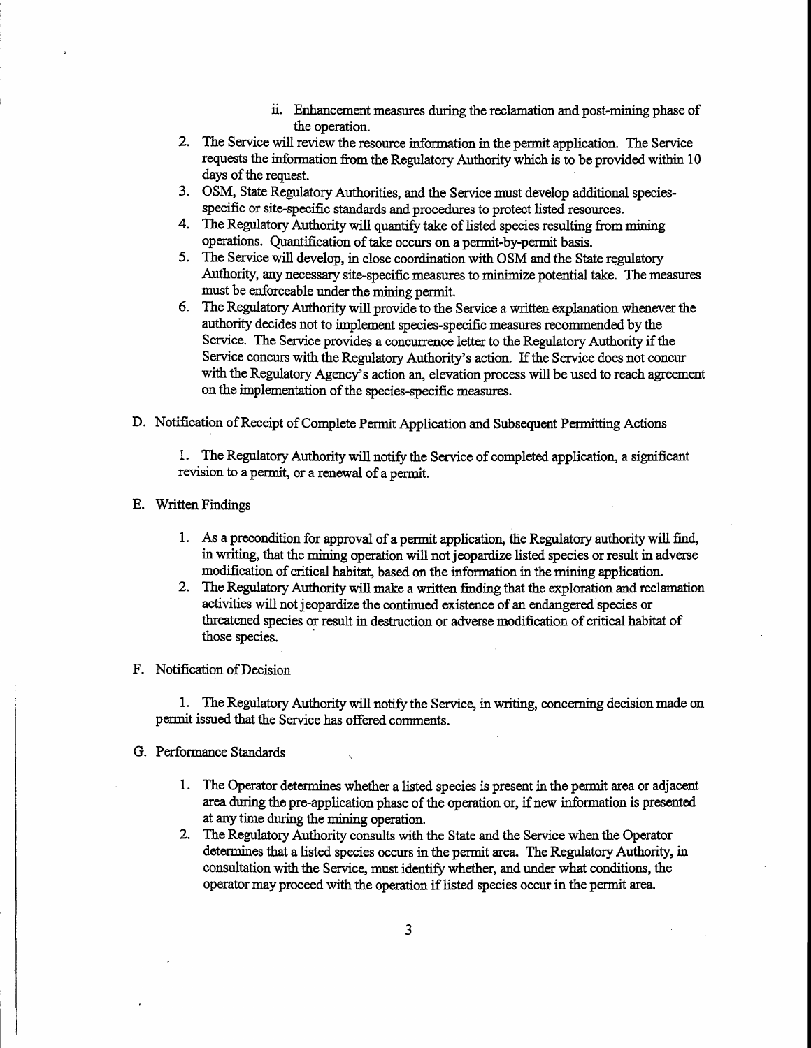ii. Enhancement measures during the reclamation and post-mining phase of the operation.

2. The Service will review the resource information in the permit application. The Service requests the information from the Regulatory Authority which is to be provided within 10 days of the request.
3. OSM, State Regulatory Authorities, and the Service must develop additional species-specific or site-specific standards and procedures to protect listed resources.
4. The Regulatory Authority will quantify take of listed species resulting from mining operations. Quantification of take occurs on a permit-by-permit basis.
5. The Service will develop, in close coordination with OSM and the State regulatory Authority, any necessary site-specific measures to minimize potential take. The measures must be enforceable under the mining permit.
6. The Regulatory Authority will provide to the Service a written explanation whenever the authority decides not to implement species-specific measures recommended by the Service. The Service provides a concurrence letter to the Regulatory Authority if the Service concurs with the Regulatory Authority's action. If the Service does not concur with the Regulatory Agency's action an, elevation process will be used to reach agreement on the implementation of the species-specific measures.

D. Notification of Receipt of Complete Permit Application and Subsequent Permitting Actions

1. The Regulatory Authority will notify the Service of completed application, a significant revision to a permit, or a renewal of a permit.

E. Written Findings

1. As a precondition for approval of a permit application, the Regulatory authority will find, in writing, that the mining operation will not jeopardize listed species or result in adverse modification of critical habitat, based on the information in the mining application.
2. The Regulatory Authority will make a written finding that the exploration and reclamation activities will not jeopardize the continued existence of an endangered species or threatened species or result in destruction or adverse modification of critical habitat of those species.

F. Notification of Decision

1. The Regulatory Authority will notify the Service, in writing, concerning decision made on permit issued that the Service has offered comments.

G. Performance Standards

1. The Operator determines whether a listed species is present in the permit area or adjacent area during the pre-application phase of the operation or, if new information is presented at any time during the mining operation.
2. The Regulatory Authority consults with the State and the Service when the Operator determines that a listed species occurs in the permit area. The Regulatory Authority, in consultation with the Service, must identify whether, and under what conditions, the operator may proceed with the operation if listed species occur in the permit area.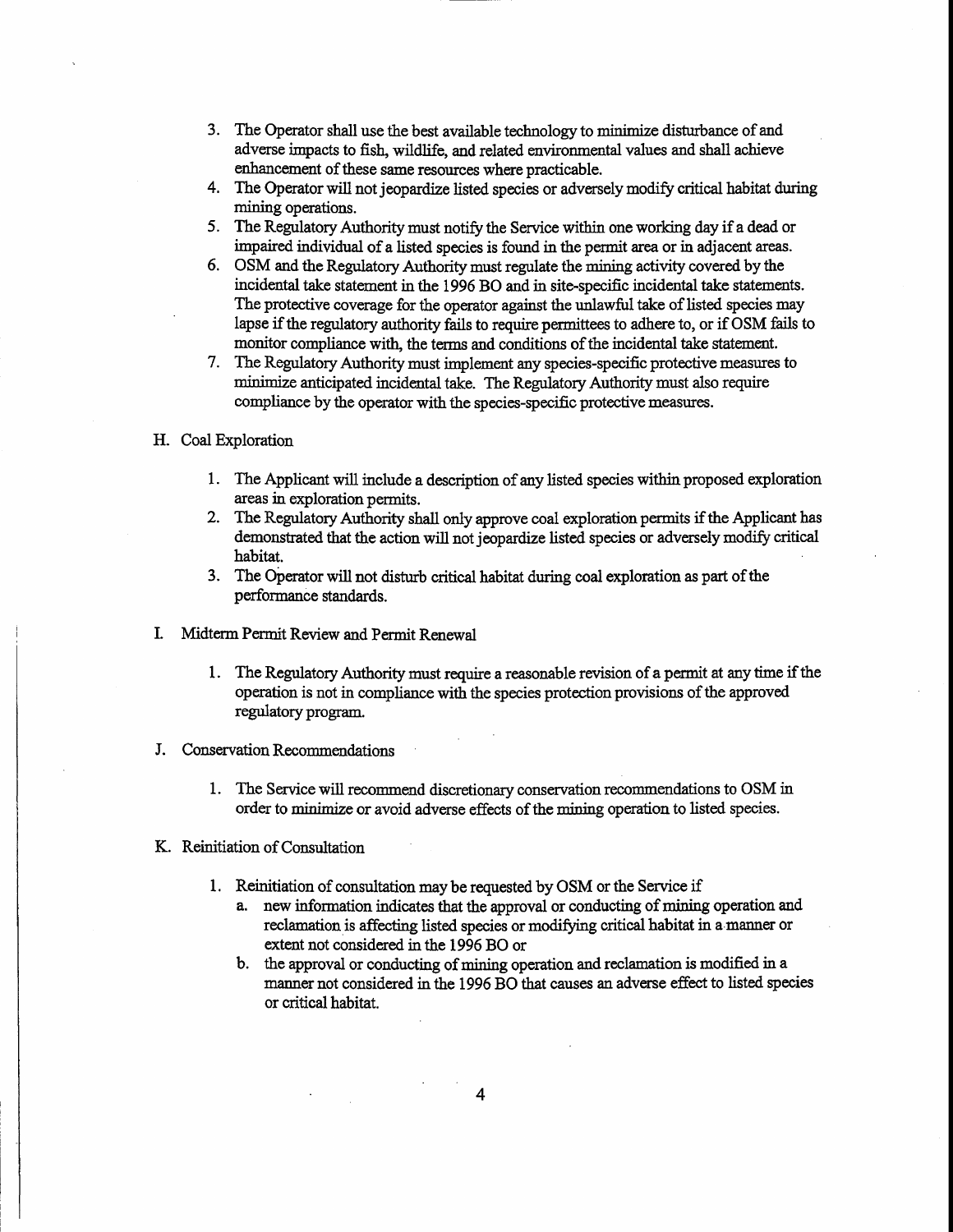3. The Operator shall use the best available technology to minimize disturbance of and adverse impacts to fish, wildlife, and related environmental values and shall achieve enhancement of these same resources where practicable.
4. The Operator will not jeopardize listed species or adversely modify critical habitat during mining operations.
5. The Regulatory Authority must notify the Service within one working day if a dead or impaired individual of a listed species is found in the permit area or in adjacent areas.
6. OSM and the Regulatory Authority must regulate the mining activity covered by the incidental take statement in the 1996 BO and in site-specific incidental take statements. The protective coverage for the operator against the unlawful take of listed species may lapse if the regulatory authority fails to require permittees to adhere to, or if OSM fails to monitor compliance with, the terms and conditions of the incidental take statement.
7. The Regulatory Authority must implement any species-specific protective measures to minimize anticipated incidental take. The Regulatory Authority must also require compliance by the operator with the species-specific protective measures.

H. Coal Exploration

1. The Applicant will include a description of any listed species within proposed exploration areas in exploration permits.
2. The Regulatory Authority shall only approve coal exploration permits if the Applicant has demonstrated that the action will not jeopardize listed species or adversely modify critical habitat.
3. The Operator will not disturb critical habitat during coal exploration as part of the performance standards.

I. Midterm Permit Review and Permit Renewal

1. The Regulatory Authority must require a reasonable revision of a permit at any time if the operation is not in compliance with the species protection provisions of the approved regulatory program.

J. Conservation Recommendations

1. The Service will recommend discretionary conservation recommendations to OSM in order to minimize or avoid adverse effects of the mining operation to listed species.

K. Reinitiation of Consultation

1. Reinitiation of consultation may be requested by OSM or the Service if
   a. new information indicates that the approval or conducting of mining operation and reclamation is affecting listed species or modifying critical habitat in a manner or extent not considered in the 1996 BO or
   b. the approval or conducting of mining operation and reclamation is modified in a manner not considered in the 1996 BO that causes an adverse effect to listed species or critical habitat.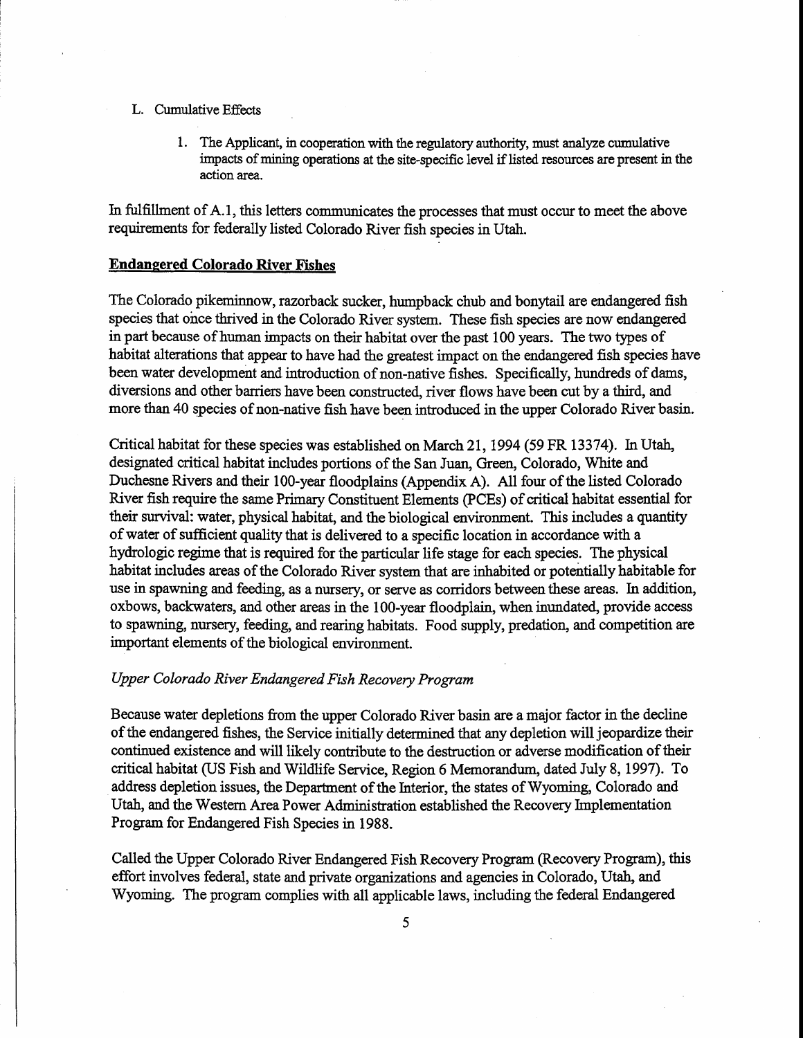L. Cumulative Effects

1. The Applicant, in cooperation with the regulatory authority, must analyze cumulative impacts of mining operations at the site-specific level if listed resources are present in the action area.

In fulfillment of A.1, this letters communicates the processes that must occur to meet the above requirements for federally listed Colorado River fish species in Utah.

## Endangered Colorado River Fishes

The Colorado pikeminnow, razorback sucker, humpback chub and bonytail are endangered fish species that once thrived in the Colorado River system. These fish species are now endangered in part because of human impacts on their habitat over the past 100 years. The two types of habitat alterations that appear to have had the greatest impact on the endangered fish species have been water development and introduction of non-native fishes. Specifically, hundreds of dams, diversions and other barriers have been constructed, river flows have been cut by a third, and more than 40 species of non-native fish have been introduced in the upper Colorado River basin.

Critical habitat for these species was established on March 21, 1994 (59 FR 13374). In Utah, designated critical habitat includes portions of the San Juan, Green, Colorado, White and Duchesne Rivers and their 100-year floodplains (Appendix A). All four of the listed Colorado River fish require the same Primary Constituent Elements (PCEs) of critical habitat essential for their survival: water, physical habitat, and the biological environment. This includes a quantity of water of sufficient quality that is delivered to a specific location in accordance with a hydrologic regime that is required for the particular life stage for each species. The physical habitat includes areas of the Colorado River system that are inhabited or potentially habitable for use in spawning and feeding, as a nursery, or serve as corridors between these areas. In addition, oxbows, backwaters, and other areas in the 100-year floodplain, when inundated, provide access to spawning, nursery, feeding, and rearing habitats. Food supply, predation, and competition are important elements of the biological environment.

### *Upper Colorado River Endangered Fish Recovery Program*

Because water depletions from the upper Colorado River basin are a major factor in the decline of the endangered fishes, the Service initially determined that any depletion will jeopardize their continued existence and will likely contribute to the destruction or adverse modification of their critical habitat (US Fish and Wildlife Service, Region 6 Memorandum, dated July 8, 1997). To address depletion issues, the Department of the Interior, the states of Wyoming, Colorado and Utah, and the Western Area Power Administration established the Recovery Implementation Program for Endangered Fish Species in 1988.

Called the Upper Colorado River Endangered Fish Recovery Program (Recovery Program), this effort involves federal, state and private organizations and agencies in Colorado, Utah, and Wyoming. The program complies with all applicable laws, including the federal Endangered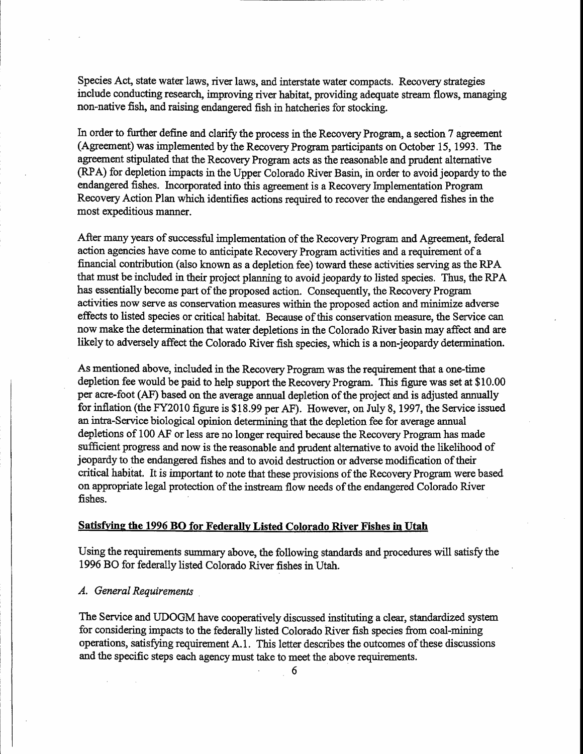Species Act, state water laws, river laws, and interstate water compacts. Recovery strategies include conducting research, improving river habitat, providing adequate stream flows, managing non-native fish, and raising endangered fish in hatcheries for stocking.

In order to further define and clarify the process in the Recovery Program, a section 7 agreement (Agreement) was implemented by the Recovery Program participants on October 15, 1993. The agreement stipulated that the Recovery Program acts as the reasonable and prudent alternative (RPA) for depletion impacts in the Upper Colorado River Basin, in order to avoid jeopardy to the endangered fishes. Incorporated into this agreement is a Recovery Implementation Program Recovery Action Plan which identifies actions required to recover the endangered fishes in the most expeditious manner.

After many years of successful implementation of the Recovery Program and Agreement, federal action agencies have come to anticipate Recovery Program activities and a requirement of a financial contribution (also known as a depletion fee) toward these activities serving as the RPA that must be included in their project planning to avoid jeopardy to listed species. Thus, the RPA has essentially become part of the proposed action. Consequently, the Recovery Program activities now serve as conservation measures within the proposed action and minimize adverse effects to listed species or critical habitat. Because of this conservation measure, the Service can now make the determination that water depletions in the Colorado River basin may affect and are likely to adversely affect the Colorado River fish species, which is a non-jeopardy determination.

As mentioned above, included in the Recovery Program was the requirement that a one-time depletion fee would be paid to help support the Recovery Program. This figure was set at $10.00 per acre-foot (AF) based on the average annual depletion of the project and is adjusted annually for inflation (the FY2010 figure is $18.99 per AF). However, on July 8, 1997, the Service issued an intra-Service biological opinion determining that the depletion fee for average annual depletions of 100 AF or less are no longer required because the Recovery Program has made sufficient progress and now is the reasonable and prudent alternative to avoid the likelihood of jeopardy to the endangered fishes and to avoid destruction or adverse modification of their critical habitat. It is important to note that these provisions of the Recovery Program were based on appropriate legal protection of the instream flow needs of the endangered Colorado River fishes.

**Satisfying the 1996 BO for Federally Listed Colorado River Fishes in Utah**

Using the requirements summary above, the following standards and procedures will satisfy the 1996 BO for federally listed Colorado River fishes in Utah.

*A. General Requirements*

The Service and UDOGM have cooperatively discussed instituting a clear, standardized system for considering impacts to the federally listed Colorado River fish species from coal-mining operations, satisfying requirement A.1. This letter describes the outcomes of these discussions and the specific steps each agency must take to meet the above requirements.